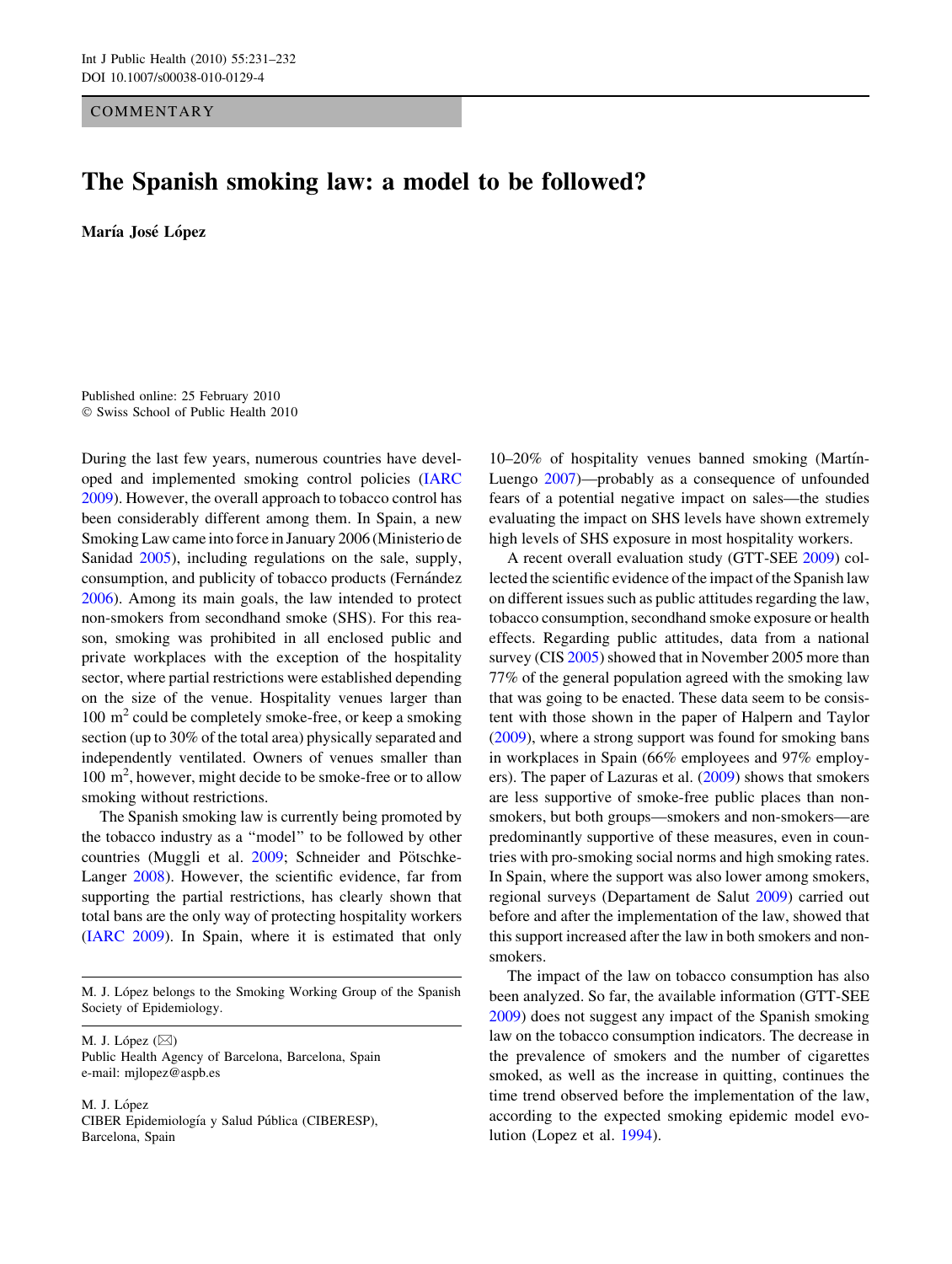COMMENTARY

# The Spanish smoking law: a model to be followed?

**María José López**

Published online: 25 February 2010
© Swiss School of Public Health 2010

During the last few years, numerous countries have developed and implemented smoking control policies (IARC 2009). However, the overall approach to tobacco control has been considerably different among them. In Spain, a new Smoking Law came into force in January 2006 (Ministerio de Sanidad 2005), including regulations on the sale, supply, consumption, and publicity of tobacco products (Fernández 2006). Among its main goals, the law intended to protect non-smokers from secondhand smoke (SHS). For this reason, smoking was prohibited in all enclosed public and private workplaces with the exception of the hospitality sector, where partial restrictions were established depending on the size of the venue. Hospitality venues larger than 100 $m^2$ could be completely smoke-free, or keep a smoking section (up to 30% of the total area) physically separated and independently ventilated. Owners of venues smaller than 100 $m^2$, however, might decide to be smoke-free or to allow smoking without restrictions.

The Spanish smoking law is currently being promoted by the tobacco industry as a "model" to be followed by other countries (Muggli et al. 2009; Schneider and Pötschke-Langer 2008). However, the scientific evidence, far from supporting the partial restrictions, has clearly shown that total bans are the only way of protecting hospitality workers (IARC 2009). In Spain, where it is estimated that only 10–20% of hospitality venues banned smoking (Martín-Luengo 2007)—probably as a consequence of unfounded fears of a potential negative impact on sales—the studies evaluating the impact on SHS levels have shown extremely high levels of SHS exposure in most hospitality workers.

A recent overall evaluation study (GTT-SEE 2009) collected the scientific evidence of the impact of the Spanish law on different issues such as public attitudes regarding the law, tobacco consumption, secondhand smoke exposure or health effects. Regarding public attitudes, data from a national survey (CIS 2005) showed that in November 2005 more than 77% of the general population agreed with the smoking law that was going to be enacted. These data seem to be consistent with those shown in the paper of Halpern and Taylor (2009), where a strong support was found for smoking bans in workplaces in Spain (66% employees and 97% employers). The paper of Lazuras et al. (2009) shows that smokers are less supportive of smoke-free public places than non-smokers, but both groups—smokers and non-smokers—are predominantly supportive of these measures, even in countries with pro-smoking social norms and high smoking rates. In Spain, where the support was also lower among smokers, regional surveys (Departament de Salut 2009) carried out before and after the implementation of the law, showed that this support increased after the law in both smokers and non-smokers.

The impact of the law on tobacco consumption has also been analyzed. So far, the available information (GTT-SEE 2009) does not suggest any impact of the Spanish smoking law on the tobacco consumption indicators. The decrease in the prevalence of smokers and the number of cigarettes smoked, as well as the increase in quitting, continues the time trend observed before the implementation of the law, according to the expected smoking epidemic model evolution (Lopez et al. 1994).

---

M. J. López belongs to the Smoking Working Group of the Spanish Society of Epidemiology.

M. J. López (✉)
Public Health Agency of Barcelona, Barcelona, Spain
e-mail: mjlopez@aspb.es

M. J. López
CIBER Epidemiología y Salud Pública (CIBERESP), Barcelona, Spain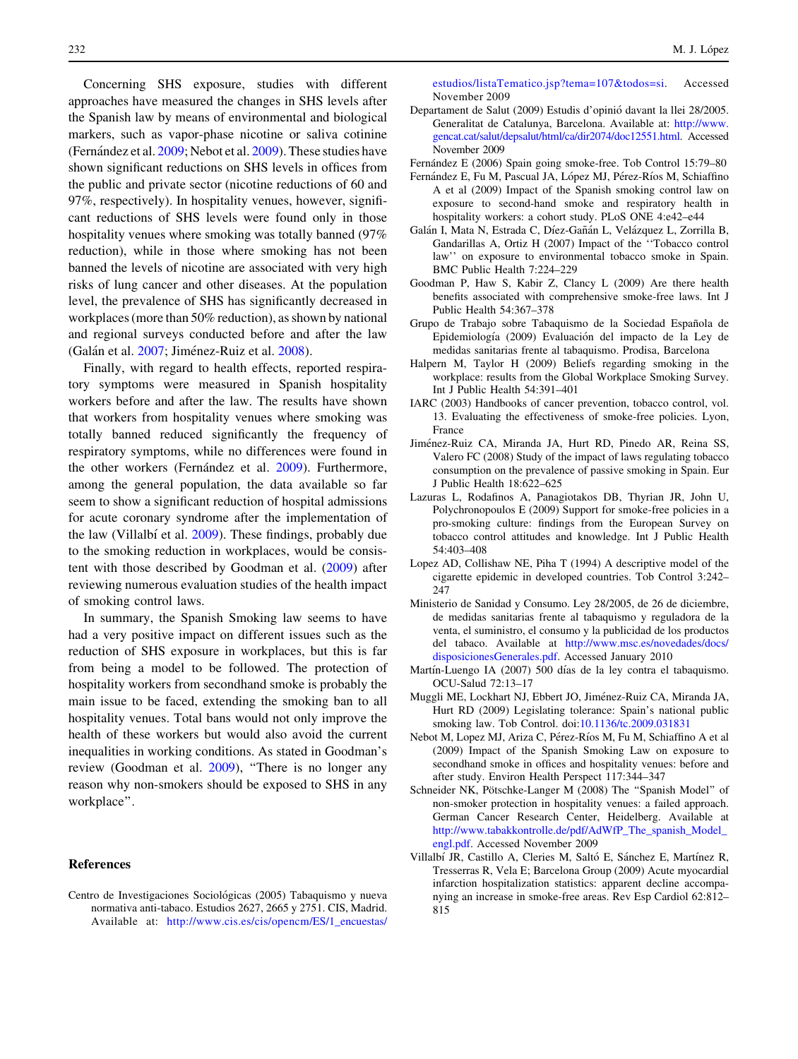Concerning SHS exposure, studies with different approaches have measured the changes in SHS levels after the Spanish law by means of environmental and biological markers, such as vapor-phase nicotine or saliva cotinine (Fernández et al. 2009; Nebot et al. 2009). These studies have shown significant reductions on SHS levels in offices from the public and private sector (nicotine reductions of 60 and 97%, respectively). In hospitality venues, however, significant reductions of SHS levels were found only in those hospitality venues where smoking was totally banned (97% reduction), while in those where smoking has not been banned the levels of nicotine are associated with very high risks of lung cancer and other diseases. At the population level, the prevalence of SHS has significantly decreased in workplaces (more than 50% reduction), as shown by national and regional surveys conducted before and after the law (Galán et al. 2007; Jiménez-Ruiz et al. 2008).

Finally, with regard to health effects, reported respiratory symptoms were measured in Spanish hospitality workers before and after the law. The results have shown that workers from hospitality venues where smoking was totally banned reduced significantly the frequency of respiratory symptoms, while no differences were found in the other workers (Fernández et al. 2009). Furthermore, among the general population, the data available so far seem to show a significant reduction of hospital admissions for acute coronary syndrome after the implementation of the law (Villalbí et al. 2009). These findings, probably due to the smoking reduction in workplaces, would be consistent with those described by Goodman et al. (2009) after reviewing numerous evaluation studies of the health impact of smoking control laws.

In summary, the Spanish Smoking law seems to have had a very positive impact on different issues such as the reduction of SHS exposure in workplaces, but this is far from being a model to be followed. The protection of hospitality workers from secondhand smoke is probably the main issue to be faced, extending the smoking ban to all hospitality venues. Total bans would not only improve the health of these workers but would also avoid the current inequalities in working conditions. As stated in Goodman's review (Goodman et al. 2009), "There is no longer any reason why non-smokers should be exposed to SHS in any workplace".

## References

Centro de Investigaciones Sociológicas (2005) Tabaquismo y nueva normativa anti-tabaco. Estudios 2627, 2665 y 2751. CIS, Madrid. Available at: http://www.cis.es/cis/opencm/ES/1_encuestas/estudios/listaTematico.jsp?tema=107&todos=si. Accessed November 2009

Departament de Salut (2009) Estudis d'opinió davant la llei 28/2005. Generalitat de Catalunya, Barcelona. Available at: http://www.gencat.cat/salut/depsalut/html/ca/dir2074/doc12551.html. Accessed November 2009

Fernández E (2006) Spain going smoke-free. Tob Control 15:79–80

Fernández E, Fu M, Pascual JA, López MJ, Pérez-Ríos M, Schiaffino A et al (2009) Impact of the Spanish smoking control law on exposure to second-hand smoke and respiratory health in hospitality workers: a cohort study. PLoS ONE 4:e42–e44

Galán I, Mata N, Estrada C, Díez-Gañán L, Velázquez L, Zorrilla B, Gandarillas A, Ortiz H (2007) Impact of the ''Tobacco control law'' on exposure to environmental tobacco smoke in Spain. BMC Public Health 7:224–229

Goodman P, Haw S, Kabir Z, Clancy L (2009) Are there health benefits associated with comprehensive smoke-free laws. Int J Public Health 54:367–378

Grupo de Trabajo sobre Tabaquismo de la Sociedad Española de Epidemiología (2009) Evaluación del impacto de la Ley de medidas sanitarias frente al tabaquismo. Prodisa, Barcelona

Halpern M, Taylor H (2009) Beliefs regarding smoking in the workplace: results from the Global Workplace Smoking Survey. Int J Public Health 54:391–401

IARC (2003) Handbooks of cancer prevention, tobacco control, vol. 13. Evaluating the effectiveness of smoke-free policies. Lyon, France

Jiménez-Ruiz CA, Miranda JA, Hurt RD, Pinedo AR, Reina SS, Valero FC (2008) Study of the impact of laws regulating tobacco consumption on the prevalence of passive smoking in Spain. Eur J Public Health 18:622–625

Lazuras L, Rodafinos A, Panagiotakos DB, Thyrian JR, John U, Polychronopoulos E (2009) Support for smoke-free policies in a pro-smoking culture: findings from the European Survey on tobacco control attitudes and knowledge. Int J Public Health 54:403–408

Lopez AD, Collishaw NE, Piha T (1994) A descriptive model of the cigarette epidemic in developed countries. Tob Control 3:242–247

Ministerio de Sanidad y Consumo. Ley 28/2005, de 26 de diciembre, de medidas sanitarias frente al tabaquismo y reguladora de la venta, el suministro, el consumo y la publicidad de los productos del tabaco. Available at http://www.msc.es/novedades/docs/disposicionesGenerales.pdf. Accessed January 2010

Martín-Luengo IA (2007) 500 días de la ley contra el tabaquismo. OCU-Salud 72:13–17

Muggli ME, Lockhart NJ, Ebbert JO, Jiménez-Ruiz CA, Miranda JA, Hurt RD (2009) Legislating tolerance: Spain's national public smoking law. Tob Control. doi:10.1136/tc.2009.031831

Nebot M, Lopez MJ, Ariza C, Pérez-Ríos M, Fu M, Schiaffino A et al (2009) Impact of the Spanish Smoking Law on exposure to secondhand smoke in offices and hospitality venues: before and after study. Environ Health Perspect 117:344–347

Schneider NK, Pötschke-Langer M (2008) The "Spanish Model" of non-smoker protection in hospitality venues: a failed approach. German Cancer Research Center, Heidelberg. Available at http://www.tabakkontrolle.de/pdf/AdWfP_The_spanish_Model_engl.pdf. Accessed November 2009

Villalbí JR, Castillo A, Cleries M, Saltó E, Sánchez E, Martínez R, Tresserras R, Vela E; Barcelona Group (2009) Acute myocardial infarction hospitalization statistics: apparent decline accompanying an increase in smoke-free areas. Rev Esp Cardiol 62:812–815